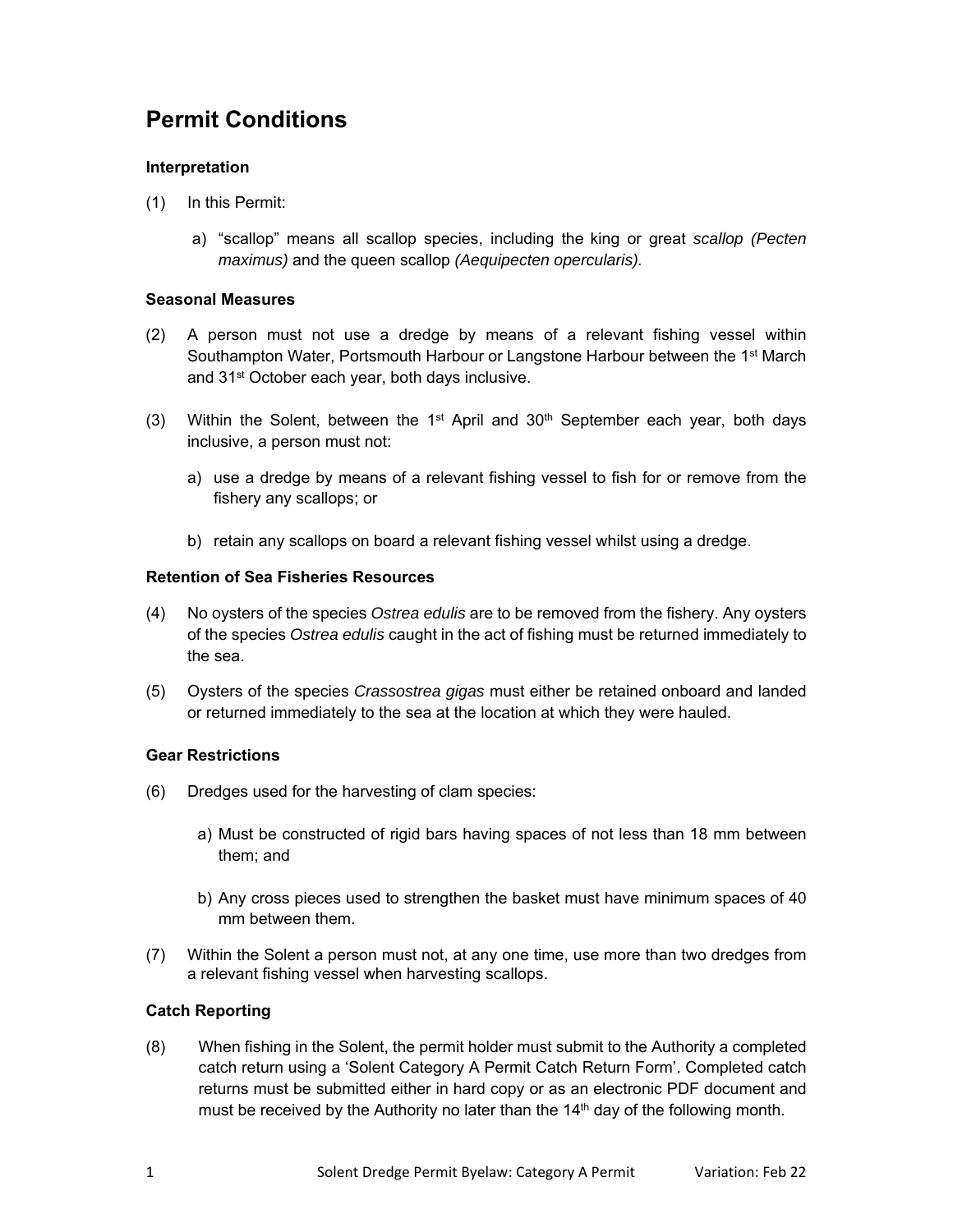# Permit Conditions

### Interpretation

(1) In this Permit:

a) "scallop" means all scallop species, including the king or great *scallop (Pecten maximus)* and the queen scallop *(Aequipecten opercularis).*

### Seasonal Measures

(2) A person must not use a dredge by means of a relevant fishing vessel within Southampton Water, Portsmouth Harbour or Langstone Harbour between the 1st March and 31st October each year, both days inclusive.

(3) Within the Solent, between the 1st April and 30th September each year, both days inclusive, a person must not:

a) use a dredge by means of a relevant fishing vessel to fish for or remove from the fishery any scallops; or

b) retain any scallops on board a relevant fishing vessel whilst using a dredge.

### Retention of Sea Fisheries Resources

(4) No oysters of the species *Ostrea edulis* are to be removed from the fishery. Any oysters of the species *Ostrea edulis* caught in the act of fishing must be returned immediately to the sea.

(5) Oysters of the species *Crassostrea gigas* must either be retained onboard and landed or returned immediately to the sea at the location at which they were hauled.

### Gear Restrictions

(6) Dredges used for the harvesting of clam species:

a) Must be constructed of rigid bars having spaces of not less than 18 mm between them; and

b) Any cross pieces used to strengthen the basket must have minimum spaces of 40 mm between them.

(7) Within the Solent a person must not, at any one time, use more than two dredges from a relevant fishing vessel when harvesting scallops.

### Catch Reporting

(8) When fishing in the Solent, the permit holder must submit to the Authority a completed catch return using a 'Solent Category A Permit Catch Return Form'. Completed catch returns must be submitted either in hard copy or as an electronic PDF document and must be received by the Authority no later than the 14th day of the following month.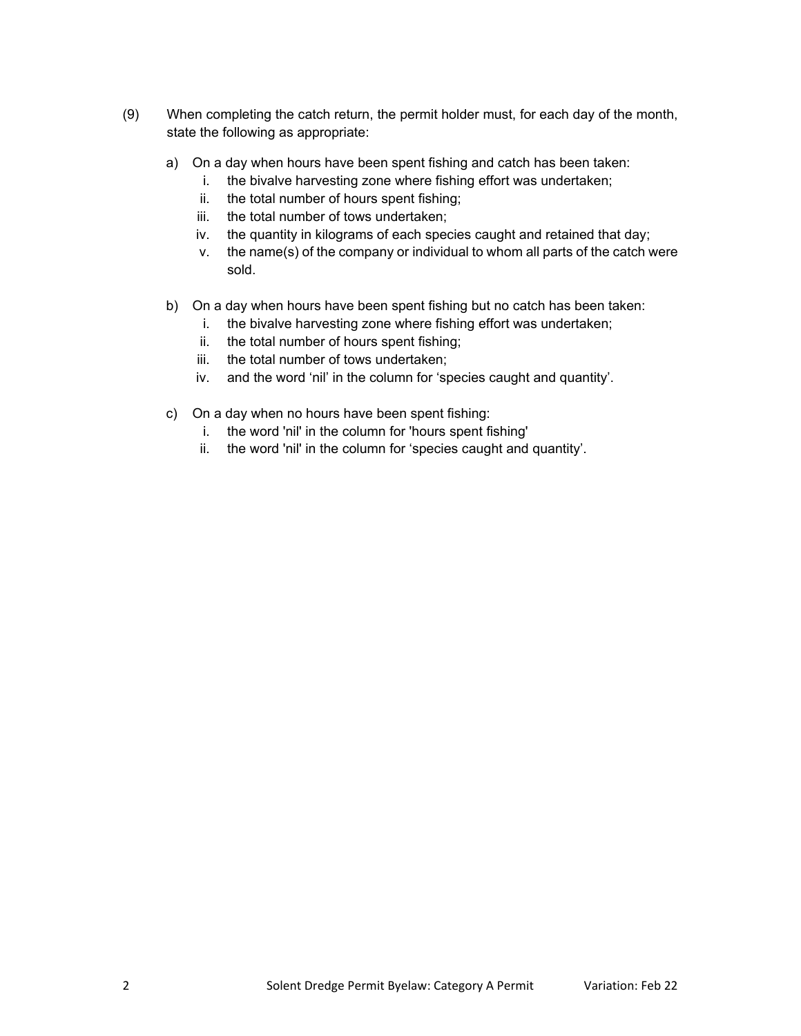(9) When completing the catch return, the permit holder must, for each day of the month, state the following as appropriate:

a) On a day when hours have been spent fishing and catch has been taken:
   i. the bivalve harvesting zone where fishing effort was undertaken;
   ii. the total number of hours spent fishing;
   iii. the total number of tows undertaken;
   iv. the quantity in kilograms of each species caught and retained that day;
   v. the name(s) of the company or individual to whom all parts of the catch were sold.

b) On a day when hours have been spent fishing but no catch has been taken:
   i. the bivalve harvesting zone where fishing effort was undertaken;
   ii. the total number of hours spent fishing;
   iii. the total number of tows undertaken;
   iv. and the word 'nil' in the column for 'species caught and quantity'.

c) On a day when no hours have been spent fishing:
   i. the word 'nil' in the column for 'hours spent fishing'
   ii. the word 'nil' in the column for 'species caught and quantity'.